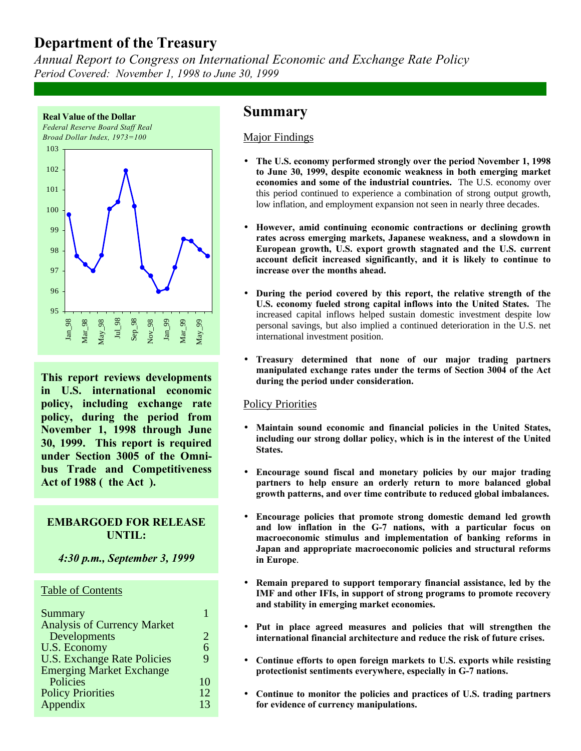# Department of the Treasury

*Annual Report to Congress on International Economic and Exchange Rate Policy*
*Period Covered: November 1, 1998 to June 30, 1999*

**Real Value of the Dollar**
*Federal Reserve Board Staff Real Broad Dollar Index, 1973=100*

**This report reviews developments in U.S. international economic policy, including exchange rate policy, during the period from November 1, 1998 through June 30, 1999. This report is required under Section 3005 of the Omnibus Trade and Competitiveness Act of 1988 ( the Act ).**

**EMBARGOED FOR RELEASE UNTIL:**

***4:30 p.m., September 3, 1999***

Table of Contents

| | |
|---|---|
| Summary | 1 |
| Analysis of Currency Market Developments | 2 |
| U.S. Economy | 6 |
| U.S. Exchange Rate Policies | 9 |
| Emerging Market Exchange Policies | 10 |
| Policy Priorities | 12 |
| Appendix | 13 |

## Summary

### Major Findings

- **The U.S. economy performed strongly over the period November 1, 1998 to June 30, 1999, despite economic weakness in both emerging market economies and some of the industrial countries.** The U.S. economy over this period continued to experience a combination of strong output growth, low inflation, and employment expansion not seen in nearly three decades.

- **However, amid continuing economic contractions or declining growth rates across emerging markets, Japanese weakness, and a slowdown in European growth, U.S. export growth stagnated and the U.S. current account deficit increased significantly, and it is likely to continue to increase over the months ahead.**

- **During the period covered by this report, the relative strength of the U.S. economy fueled strong capital inflows into the United States.** The increased capital inflows helped sustain domestic investment despite low personal savings, but also implied a continued deterioration in the U.S. net international investment position.

- **Treasury determined that none of our major trading partners manipulated exchange rates under the terms of Section 3004 of the Act during the period under consideration.**

### Policy Priorities

- **Maintain sound economic and financial policies in the United States, including our strong dollar policy, which is in the interest of the United States.**

- **Encourage sound fiscal and monetary policies by our major trading partners to help ensure an orderly return to more balanced global growth patterns, and over time contribute to reduced global imbalances.**

- **Encourage policies that promote strong domestic demand led growth and low inflation in the G-7 nations, with a particular focus on macroeconomic stimulus and implementation of banking reforms in Japan and appropriate macroeconomic policies and structural reforms in Europe**.

- **Remain prepared to support temporary financial assistance, led by the IMF and other IFIs, in support of strong programs to promote recovery and stability in emerging market economies.**

- **Put in place agreed measures and policies that will strengthen the international financial architecture and reduce the risk of future crises.**

- **Continue efforts to open foreign markets to U.S. exports while resisting protectionist sentiments everywhere, especially in G-7 nations.**

- **Continue to monitor the policies and practices of U.S. trading partners for evidence of currency manipulations.**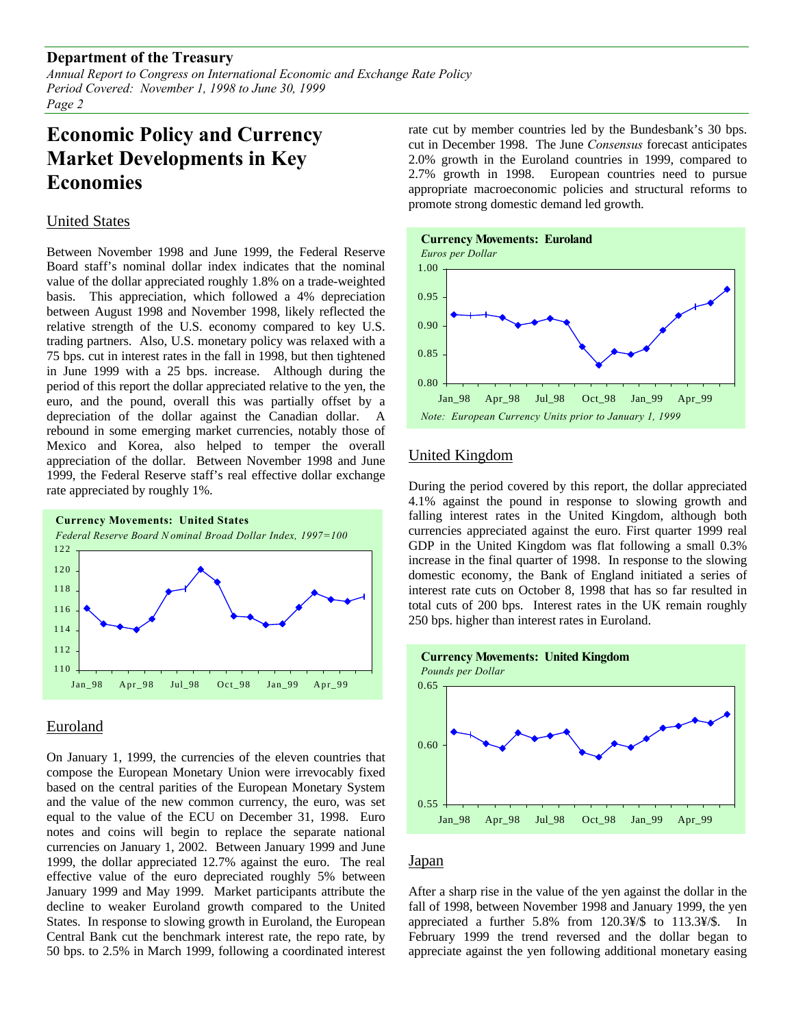# Economic Policy and Currency Market Developments in Key Economies

## United States

Between November 1998 and June 1999, the Federal Reserve Board staff's nominal dollar index indicates that the nominal value of the dollar appreciated roughly 1.8% on a trade-weighted basis. This appreciation, which followed a 4% depreciation between August 1998 and November 1998, likely reflected the relative strength of the U.S. economy compared to key U.S. trading partners. Also, U.S. monetary policy was relaxed with a 75 bps. cut in interest rates in the fall in 1998, but then tightened in June 1999 with a 25 bps. increase. Although during the period of this report the dollar appreciated relative to the yen, the euro, and the pound, overall this was partially offset by a depreciation of the dollar against the Canadian dollar. A rebound in some emerging market currencies, notably those of Mexico and Korea, also helped to temper the overall appreciation of the dollar. Between November 1998 and June 1999, the Federal Reserve staff's real effective dollar exchange rate appreciated by roughly 1%.

**Currency Movements: United States**
*Federal Reserve Board Nominal Broad Dollar Index, 1997=100*

## Euroland

On January 1, 1999, the currencies of the eleven countries that compose the European Monetary Union were irrevocably fixed based on the central parities of the European Monetary System and the value of the new common currency, the euro, was set equal to the value of the ECU on December 31, 1998. Euro notes and coins will begin to replace the separate national currencies on January 1, 2002. Between January 1999 and June 1999, the dollar appreciated 12.7% against the euro. The real effective value of the euro depreciated roughly 5% between January 1999 and May 1999. Market participants attribute the decline to weaker Euroland growth compared to the United States. In response to slowing growth in Euroland, the European Central Bank cut the benchmark interest rate, the repo rate, by 50 bps. to 2.5% in March 1999, following a coordinated interest rate cut by member countries led by the Bundesbank's 30 bps. cut in December 1998. The June *Consensus* forecast anticipates 2.0% growth in the Euroland countries in 1999, compared to 2.7% growth in 1998. European countries need to pursue appropriate macroeconomic policies and structural reforms to promote strong domestic demand led growth.

**Currency Movements: Euroland**
*Euros per Dollar*

*Note: European Currency Units prior to January 1, 1999*

## United Kingdom

During the period covered by this report, the dollar appreciated 4.1% against the pound in response to slowing growth and falling interest rates in the United Kingdom, although both currencies appreciated against the euro. First quarter 1999 real GDP in the United Kingdom was flat following a small 0.3% increase in the final quarter of 1998. In response to the slowing domestic economy, the Bank of England initiated a series of interest rate cuts on October 8, 1998 that has so far resulted in total cuts of 200 bps. Interest rates in the UK remain roughly 250 bps. higher than interest rates in Euroland.

**Currency Movements: United Kingdom**
*Pounds per Dollar*

## Japan

After a sharp rise in the value of the yen against the dollar in the fall of 1998, between November 1998 and January 1999, the yen appreciated a further 5.8% from 120.3¥/$ to 113.3¥/$. In February 1999 the trend reversed and the dollar began to appreciate against the yen following additional monetary easing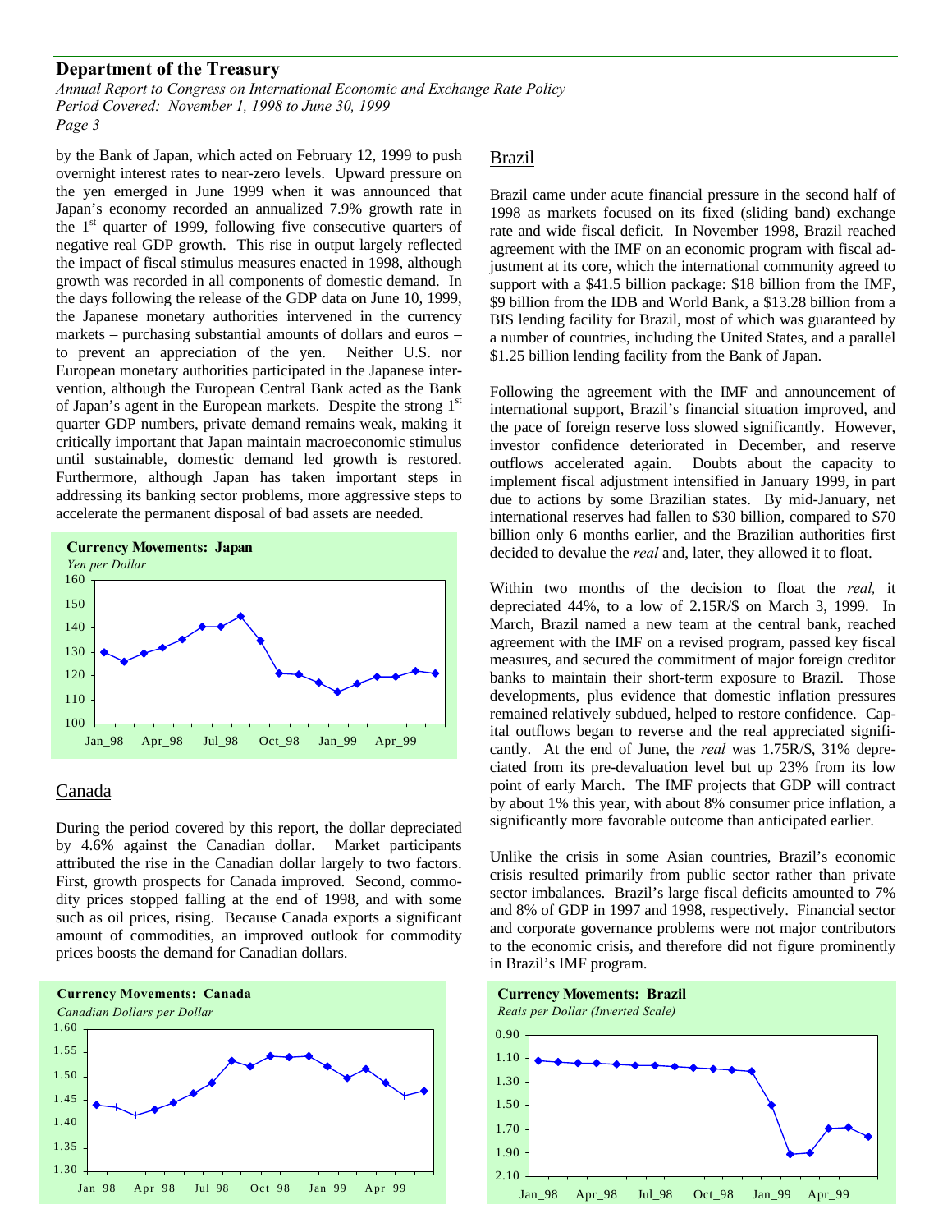by the Bank of Japan, which acted on February 12, 1999 to push overnight interest rates to near-zero levels. Upward pressure on the yen emerged in June 1999 when it was announced that Japan's economy recorded an annualized 7.9% growth rate in the 1st quarter of 1999, following five consecutive quarters of negative real GDP growth. This rise in output largely reflected the impact of fiscal stimulus measures enacted in 1998, although growth was recorded in all components of domestic demand. In the days following the release of the GDP data on June 10, 1999, the Japanese monetary authorities intervened in the currency markets – purchasing substantial amounts of dollars and euros – to prevent an appreciation of the yen. Neither U.S. nor European monetary authorities participated in the Japanese intervention, although the European Central Bank acted as the Bank of Japan's agent in the European markets. Despite the strong 1st quarter GDP numbers, private demand remains weak, making it critically important that Japan maintain macroeconomic stimulus until sustainable, domestic demand led growth is restored. Furthermore, although Japan has taken important steps in addressing its banking sector problems, more aggressive steps to accelerate the permanent disposal of bad assets are needed.

**Currency Movements: Japan**
*Yen per Dollar*

## Canada

During the period covered by this report, the dollar depreciated by 4.6% against the Canadian dollar. Market participants attributed the rise in the Canadian dollar largely to two factors. First, growth prospects for Canada improved. Second, commodity prices stopped falling at the end of 1998, and with some such as oil prices, rising. Because Canada exports a significant amount of commodities, an improved outlook for commodity prices boosts the demand for Canadian dollars.

**Currency Movements: Canada**
*Canadian Dollars per Dollar*

## Brazil

Brazil came under acute financial pressure in the second half of 1998 as markets focused on its fixed (sliding band) exchange rate and wide fiscal deficit. In November 1998, Brazil reached agreement with the IMF on an economic program with fiscal adjustment at its core, which the international community agreed to support with a $41.5 billion package: $18 billion from the IMF, $9 billion from the IDB and World Bank, a $13.28 billion from a BIS lending facility for Brazil, most of which was guaranteed by a number of countries, including the United States, and a parallel $1.25 billion lending facility from the Bank of Japan.

Following the agreement with the IMF and announcement of international support, Brazil's financial situation improved, and the pace of foreign reserve loss slowed significantly. However, investor confidence deteriorated in December, and reserve outflows accelerated again. Doubts about the capacity to implement fiscal adjustment intensified in January 1999, in part due to actions by some Brazilian states. By mid-January, net international reserves had fallen to $30 billion, compared to $70 billion only 6 months earlier, and the Brazilian authorities first decided to devalue the *real* and, later, they allowed it to float.

Within two months of the decision to float the *real,* it depreciated 44%, to a low of 2.15R/$ on March 3, 1999. In March, Brazil named a new team at the central bank, reached agreement with the IMF on a revised program, passed key fiscal measures, and secured the commitment of major foreign creditor banks to maintain their short-term exposure to Brazil. Those developments, plus evidence that domestic inflation pressures remained relatively subdued, helped to restore confidence. Capital outflows began to reverse and the real appreciated significantly. At the end of June, the *real* was 1.75R/$, 31% depreciated from its pre-devaluation level but up 23% from its low point of early March. The IMF projects that GDP will contract by about 1% this year, with about 8% consumer price inflation, a significantly more favorable outcome than anticipated earlier.

Unlike the crisis in some Asian countries, Brazil's economic crisis resulted primarily from public sector rather than private sector imbalances. Brazil's large fiscal deficits amounted to 7% and 8% of GDP in 1997 and 1998, respectively. Financial sector and corporate governance problems were not major contributors to the economic crisis, and therefore did not figure prominently in Brazil's IMF program.

**Currency Movements: Brazil**
*Reais per Dollar (Inverted Scale)*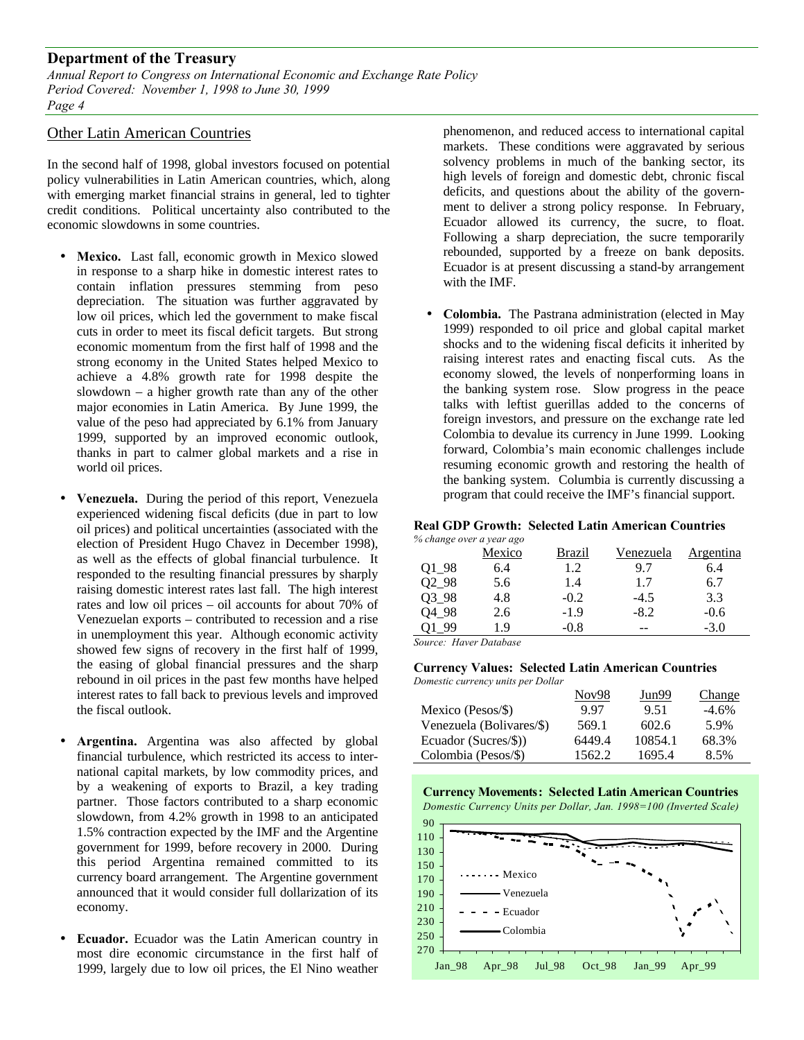## Other Latin American Countries

In the second half of 1998, global investors focused on potential policy vulnerabilities in Latin American countries, which, along with emerging market financial strains in general, led to tighter credit conditions. Political uncertainty also contributed to the economic slowdowns in some countries.

- **Mexico.** Last fall, economic growth in Mexico slowed in response to a sharp hike in domestic interest rates to contain inflation pressures stemming from peso depreciation. The situation was further aggravated by low oil prices, which led the government to make fiscal cuts in order to meet its fiscal deficit targets. But strong economic momentum from the first half of 1998 and the strong economy in the United States helped Mexico to achieve a 4.8% growth rate for 1998 despite the slowdown – a higher growth rate than any of the other major economies in Latin America. By June 1999, the value of the peso had appreciated by 6.1% from January 1999, supported by an improved economic outlook, thanks in part to calmer global markets and a rise in world oil prices.

- **Venezuela.** During the period of this report, Venezuela experienced widening fiscal deficits (due in part to low oil prices) and political uncertainties (associated with the election of President Hugo Chavez in December 1998), as well as the effects of global financial turbulence. It responded to the resulting financial pressures by sharply raising domestic interest rates last fall. The high interest rates and low oil prices – oil accounts for about 70% of Venezuelan exports – contributed to recession and a rise in unemployment this year. Although economic activity showed few signs of recovery in the first half of 1999, the easing of global financial pressures and the sharp rebound in oil prices in the past few months have helped interest rates to fall back to previous levels and improved the fiscal outlook.

- **Argentina.** Argentina was also affected by global financial turbulence, which restricted its access to international capital markets, by low commodity prices, and by a weakening of exports to Brazil, a key trading partner. Those factors contributed to a sharp economic slowdown, from 4.2% growth in 1998 to an anticipated 1.5% contraction expected by the IMF and the Argentine government for 1999, before recovery in 2000. During this period Argentina remained committed to its currency board arrangement. The Argentine government announced that it would consider full dollarization of its economy.

- **Ecuador.** Ecuador was the Latin American country in most dire economic circumstance in the first half of 1999, largely due to low oil prices, the El Nino weather phenomenon, and reduced access to international capital markets. These conditions were aggravated by serious solvency problems in much of the banking sector, its high levels of foreign and domestic debt, chronic fiscal deficits, and questions about the ability of the government to deliver a strong policy response. In February, Ecuador allowed its currency, the sucre, to float. Following a sharp depreciation, the sucre temporarily rebounded, supported by a freeze on bank deposits. Ecuador is at present discussing a stand-by arrangement with the IMF.

- **Colombia.** The Pastrana administration (elected in May 1999) responded to oil price and global capital market shocks and to the widening fiscal deficits it inherited by raising interest rates and enacting fiscal cuts. As the economy slowed, the levels of nonperforming loans in the banking system rose. Slow progress in the peace talks with leftist guerillas added to the concerns of foreign investors, and pressure on the exchange rate led Colombia to devalue its currency in June 1999. Looking forward, Colombia's main economic challenges include resuming economic growth and restoring the health of the banking system. Columbia is currently discussing a program that could receive the IMF's financial support.

**Real GDP Growth: Selected Latin American Countries**
*% change over a year ago*

| | Mexico | Brazil | Venezuela | Argentina |
|---|---|---|---|---|
| Q1_98 | 6.4 | 1.2 | 9.7 | 6.4 |
| Q2_98 | 5.6 | 1.4 | 1.7 | 6.7 |
| Q3_98 | 4.8 | -0.2 | -4.5 | 3.3 |
| Q4_98 | 2.6 | -1.9 | -8.2 | -0.6 |
| Q1_99 | 1.9 | -0.8 | -- | -3.0 |

*Source: Haver Database*

**Currency Values: Selected Latin American Countries**
*Domestic currency units per Dollar*

| | Nov98 | Jun99 | Change |
|---|---|---|---|
| Mexico (Pesos/$) | 9.97 | 9.51 | -4.6% |
| Venezuela (Bolivares/$) | 569.1 | 602.6 | 5.9% |
| Ecuador (Sucres/$)) | 6449.4 | 10854.1 | 68.3% |
| Colombia (Pesos/$) | 1562.2 | 1695.4 | 8.5% |

**Currency Movements: Selected Latin American Countries**
*Domestic Currency Units per Dollar, Jan. 1998=100 (Inverted Scale)*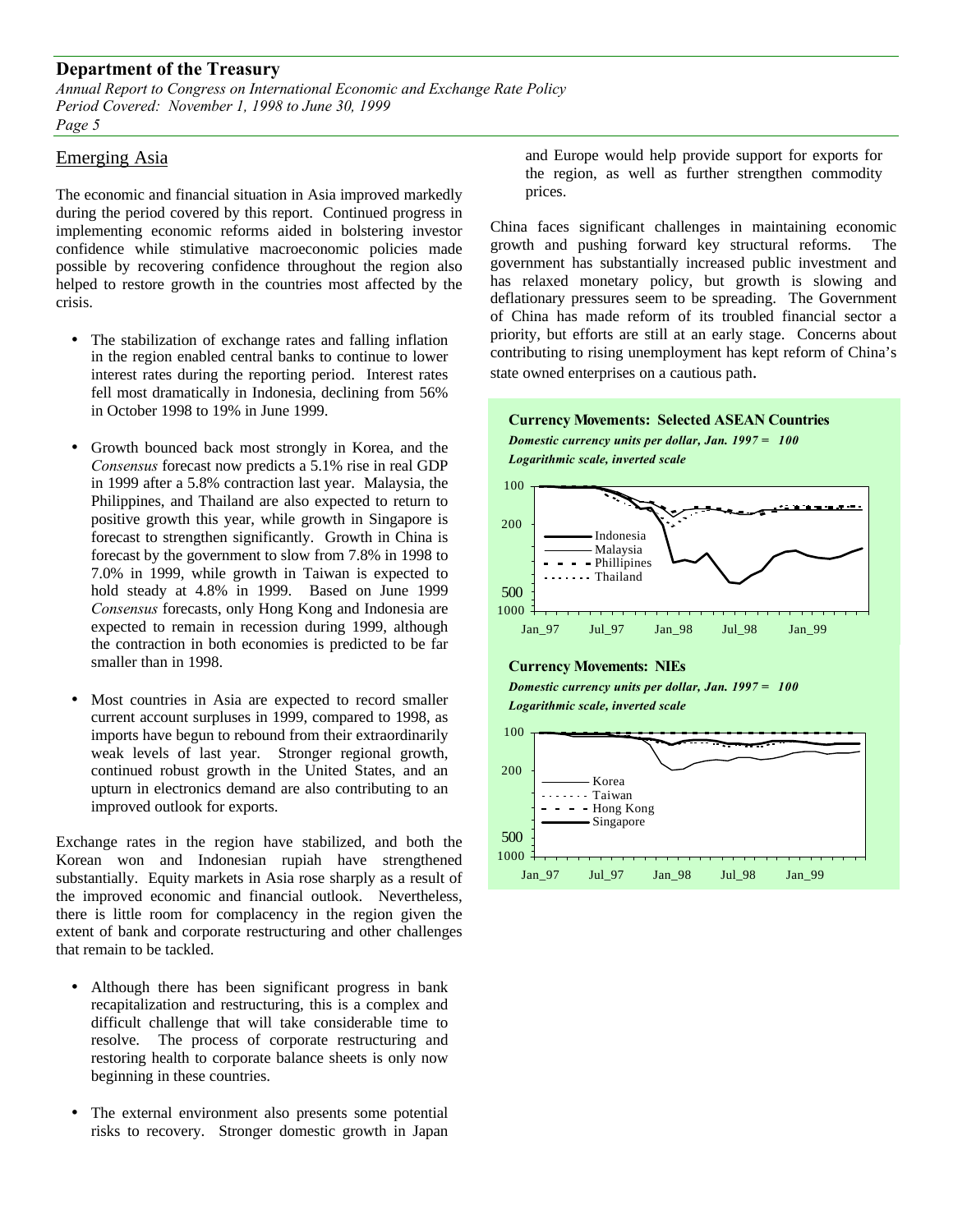## Emerging Asia

The economic and financial situation in Asia improved markedly during the period covered by this report. Continued progress in implementing economic reforms aided in bolstering investor confidence while stimulative macroeconomic policies made possible by recovering confidence throughout the region also helped to restore growth in the countries most affected by the crisis.

- The stabilization of exchange rates and falling inflation in the region enabled central banks to continue to lower interest rates during the reporting period. Interest rates fell most dramatically in Indonesia, declining from 56% in October 1998 to 19% in June 1999.

- Growth bounced back most strongly in Korea, and the *Consensus* forecast now predicts a 5.1% rise in real GDP in 1999 after a 5.8% contraction last year. Malaysia, the Philippines, and Thailand are also expected to return to positive growth this year, while growth in Singapore is forecast to strengthen significantly. Growth in China is forecast by the government to slow from 7.8% in 1998 to 7.0% in 1999, while growth in Taiwan is expected to hold steady at 4.8% in 1999. Based on June 1999 *Consensus* forecasts, only Hong Kong and Indonesia are expected to remain in recession during 1999, although the contraction in both economies is predicted to be far smaller than in 1998.

- Most countries in Asia are expected to record smaller current account surpluses in 1999, compared to 1998, as imports have begun to rebound from their extraordinarily weak levels of last year. Stronger regional growth, continued robust growth in the United States, and an upturn in electronics demand are also contributing to an improved outlook for exports.

Exchange rates in the region have stabilized, and both the Korean won and Indonesian rupiah have strengthened substantially. Equity markets in Asia rose sharply as a result of the improved economic and financial outlook. Nevertheless, there is little room for complacency in the region given the extent of bank and corporate restructuring and other challenges that remain to be tackled.

- Although there has been significant progress in bank recapitalization and restructuring, this is a complex and difficult challenge that will take considerable time to resolve. The process of corporate restructuring and restoring health to corporate balance sheets is only now beginning in these countries.

- The external environment also presents some potential risks to recovery. Stronger domestic growth in Japan and Europe would help provide support for exports for the region, as well as further strengthen commodity prices.

China faces significant challenges in maintaining economic growth and pushing forward key structural reforms. The government has substantially increased public investment and has relaxed monetary policy, but growth is slowing and deflationary pressures seem to be spreading. The Government of China has made reform of its troubled financial sector a priority, but efforts are still at an early stage. Concerns about contributing to rising unemployment has kept reform of China's state owned enterprises on a cautious path.

**Currency Movements: Selected ASEAN Countries**

***Domestic currency units per dollar, Jan. 1997 = 100***

***Logarithmic scale, inverted scale***

**Currency Movements: NIEs**

***Domestic currency units per dollar, Jan. 1997 = 100***

***Logarithmic scale, inverted scale***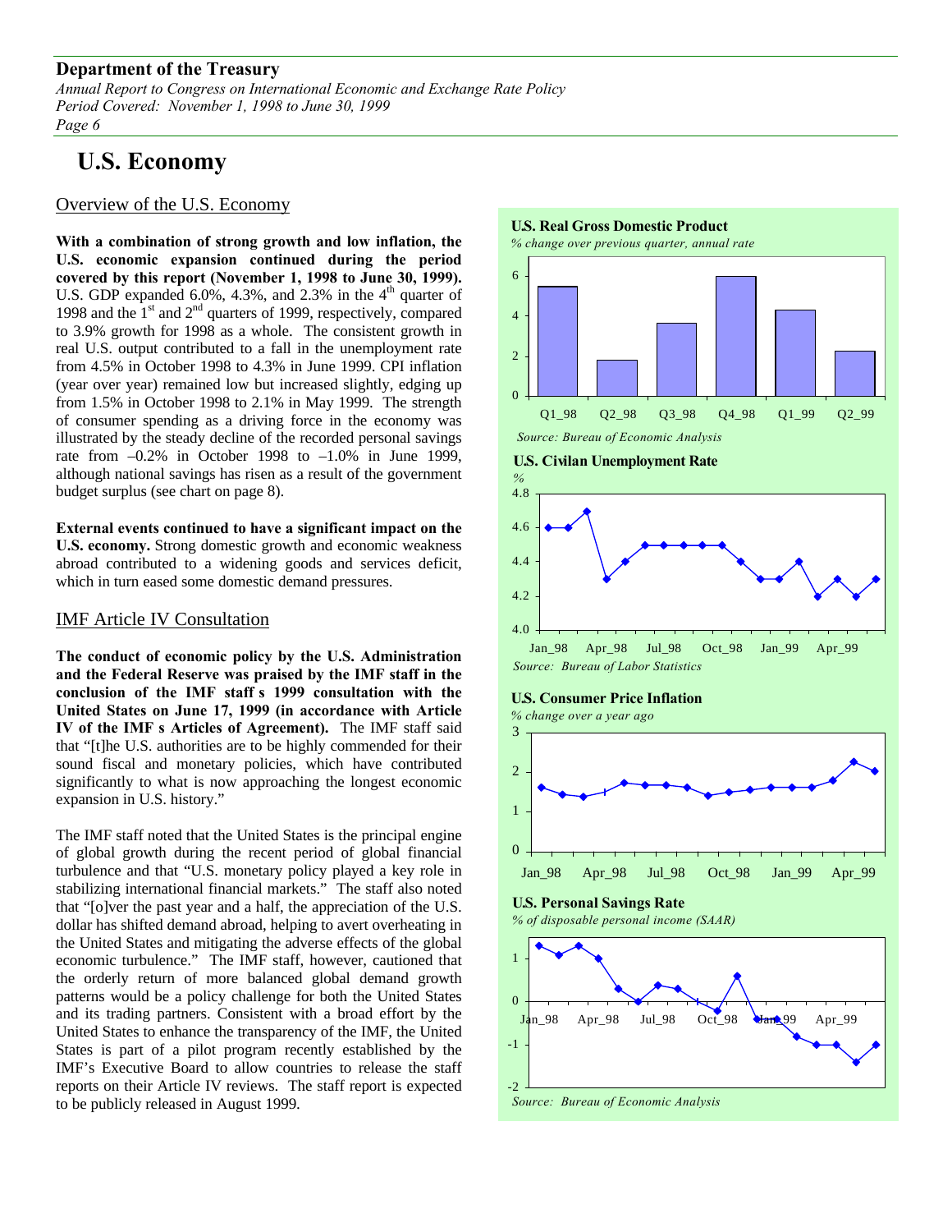# U.S. Economy

## Overview of the U.S. Economy

**With a combination of strong growth and low inflation, the U.S. economic expansion continued during the period covered by this report (November 1, 1998 to June 30, 1999).** U.S. GDP expanded 6.0%, 4.3%, and 2.3% in the 4th quarter of 1998 and the 1st and 2nd quarters of 1999, respectively, compared to 3.9% growth for 1998 as a whole. The consistent growth in real U.S. output contributed to a fall in the unemployment rate from 4.5% in October 1998 to 4.3% in June 1999. CPI inflation (year over year) remained low but increased slightly, edging up from 1.5% in October 1998 to 2.1% in May 1999. The strength of consumer spending as a driving force in the economy was illustrated by the steady decline of the recorded personal savings rate from –0.2% in October 1998 to –1.0% in June 1999, although national savings has risen as a result of the government budget surplus (see chart on page 8).

**External events continued to have a significant impact on the U.S. economy.** Strong domestic growth and economic weakness abroad contributed to a widening goods and services deficit, which in turn eased some domestic demand pressures.

## IMF Article IV Consultation

**The conduct of economic policy by the U.S. Administration and the Federal Reserve was praised by the IMF staff in the conclusion of the IMF staff's 1999 consultation with the United States on June 17, 1999 (in accordance with Article IV of the IMF's Articles of Agreement).** The IMF staff said that "[t]he U.S. authorities are to be highly commended for their sound fiscal and monetary policies, which have contributed significantly to what is now approaching the longest economic expansion in U.S. history."

The IMF staff noted that the United States is the principal engine of global growth during the recent period of global financial turbulence and that "U.S. monetary policy played a key role in stabilizing international financial markets." The staff also noted that "[o]ver the past year and a half, the appreciation of the U.S. dollar has shifted demand abroad, helping to avert overheating in the United States and mitigating the adverse effects of the global economic turbulence." The IMF staff, however, cautioned that the orderly return of more balanced global demand growth patterns would be a policy challenge for both the United States and its trading partners. Consistent with a broad effort by the United States to enhance the transparency of the IMF, the United States is part of a pilot program recently established by the IMF's Executive Board to allow countries to release the staff reports on their Article IV reviews. The staff report is expected to be publicly released in August 1999.

**U.S. Real Gross Domestic Product**
*% change over previous quarter, annual rate*

*Source: Bureau of Economic Analysis*

**U.S. Civilan Unemployment Rate**
*%*

*Source: Bureau of Labor Statistics*

**U.S. Consumer Price Inflation**
*% change over a year ago*

**U.S. Personal Savings Rate**
*% of disposable personal income (SAAR)*

*Source: Bureau of Economic Analysis*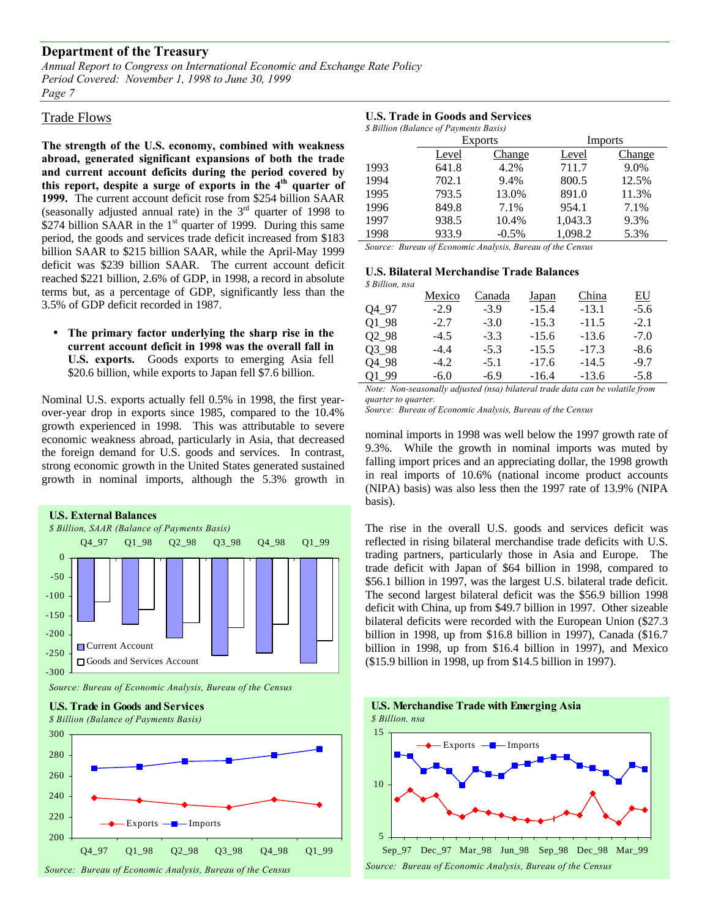## Trade Flows

**The strength of the U.S. economy, combined with weakness abroad, generated significant expansions of both the trade and current account deficits during the period covered by this report, despite a surge of exports in the 4th quarter of 1999.** The current account deficit rose from $254 billion SAAR (seasonally adjusted annual rate) in the 3rd quarter of 1998 to $274 billion SAAR in the 1st quarter of 1999. During this same period, the goods and services trade deficit increased from $183 billion SAAR to $215 billion SAAR, while the April-May 1999 deficit was $239 billion SAAR. The current account deficit reached $221 billion, 2.6% of GDP, in 1998, a record in absolute terms but, as a percentage of GDP, significantly less than the 3.5% of GDP deficit recorded in 1987.

- **The primary factor underlying the sharp rise in the current account deficit in 1998 was the overall fall in U.S. exports.** Goods exports to emerging Asia fell $20.6 billion, while exports to Japan fell $7.6 billion.

Nominal U.S. exports actually fell 0.5% in 1998, the first year-over-year drop in exports since 1985, compared to the 10.4% growth experienced in 1998. This was attributable to severe economic weakness abroad, particularly in Asia, that decreased the foreign demand for U.S. goods and services. In contrast, strong economic growth in the United States generated sustained growth in nominal imports, although the 5.3% growth in nominal imports in 1998 was well below the 1997 growth rate of 9.3%. While the growth in nominal imports was muted by falling import prices and an appreciating dollar, the 1998 growth in real imports of 10.6% (national income product accounts (NIPA) basis) was also less then the 1997 rate of 13.9% (NIPA basis).

**U.S. External Balances**
*$ Billion, SAAR (Balance of Payments Basis)*

*Source: Bureau of Economic Analysis, Bureau of the Census*

**U.S. Trade in Goods and Services**
*$ Billion (Balance of Payments Basis)*

*Source: Bureau of Economic Analysis, Bureau of the Census*

**U.S. Trade in Goods and Services**
*$ Billion (Balance of Payments Basis)*

| | Exports | | Imports | |
|---|---|---|---|---|
| | Level | Change | Level | Change |
| 1993 | 641.8 | 4.2% | 711.7 | 9.0% |
| 1994 | 702.1 | 9.4% | 800.5 | 12.5% |
| 1995 | 793.5 | 13.0% | 891.0 | 11.3% |
| 1996 | 849.8 | 7.1% | 954.1 | 7.1% |
| 1997 | 938.5 | 10.4% | 1,043.3 | 9.3% |
| 1998 | 933.9 | -0.5% | 1,098.2 | 5.3% |

*Source: Bureau of Economic Analysis, Bureau of the Census*

**U.S. Bilateral Merchandise Trade Balances**
*$ Billion, nsa*

| | Mexico | Canada | Japan | China | EU |
|---|---|---|---|---|---|
| Q4_97 | -2.9 | -3.9 | -15.4 | -13.1 | -5.6 |
| Q1_98 | -2.7 | -3.0 | -15.3 | -11.5 | -2.1 |
| Q2_98 | -4.5 | -3.3 | -15.6 | -13.6 | -7.0 |
| Q3_98 | -4.4 | -5.3 | -15.5 | -17.3 | -8.6 |
| Q4_98 | -4.2 | -5.1 | -17.6 | -14.5 | -9.7 |
| Q1_99 | -6.0 | -6.9 | -16.4 | -13.6 | -5.8 |

*Note: Non-seasonally adjusted (nsa) bilateral trade data can be volatile from quarter to quarter.*
*Source: Bureau of Economic Analysis, Bureau of the Census*

The rise in the overall U.S. goods and services deficit was reflected in rising bilateral merchandise trade deficits with U.S. trading partners, particularly those in Asia and Europe. The trade deficit with Japan of $64 billion in 1998, compared to $56.1 billion in 1997, was the largest U.S. bilateral trade deficit. The second largest bilateral deficit was the $56.9 billion 1998 deficit with China, up from $49.7 billion in 1997. Other sizeable bilateral deficits were recorded with the European Union ($27.3 billion in 1998, up from $16.8 billion in 1997), Canada ($16.7 billion in 1998, up from $16.4 billion in 1997), and Mexico ($15.9 billion in 1998, up from $14.5 billion in 1997).

**U.S. Merchandise Trade with Emerging Asia**
*$ Billion, nsa*

*Source: Bureau of Economic Analysis, Bureau of the Census*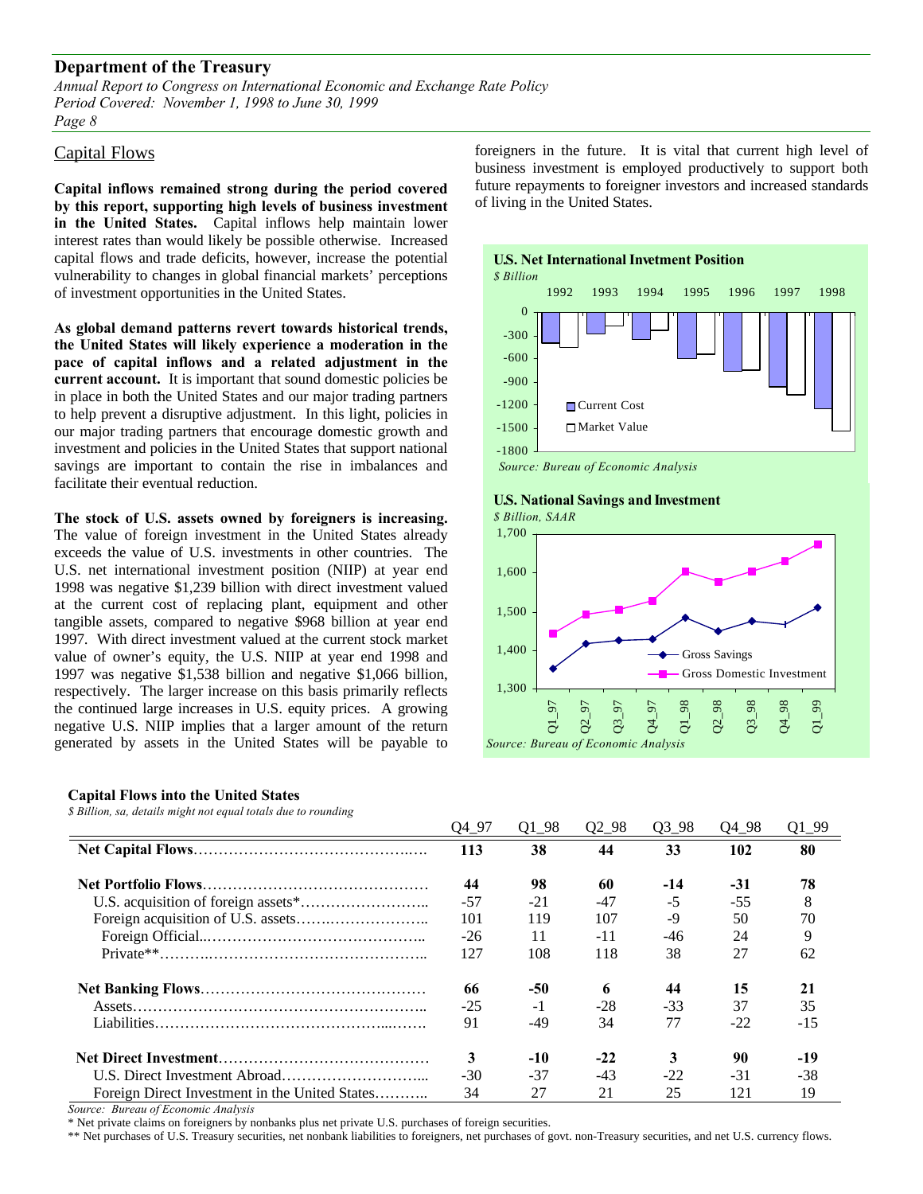## Capital Flows

**Capital inflows remained strong during the period covered by this report, supporting high levels of business investment in the United States.** Capital inflows help maintain lower interest rates than would likely be possible otherwise. Increased capital flows and trade deficits, however, increase the potential vulnerability to changes in global financial markets' perceptions of investment opportunities in the United States.

**As global demand patterns revert towards historical trends, the United States will likely experience a moderation in the pace of capital inflows and a related adjustment in the current account.** It is important that sound domestic policies be in place in both the United States and our major trading partners to help prevent a disruptive adjustment. In this light, policies in our major trading partners that encourage domestic growth and investment and policies in the United States that support national savings are important to contain the rise in imbalances and facilitate their eventual reduction.

**The stock of U.S. assets owned by foreigners is increasing.** The value of foreign investment in the United States already exceeds the value of U.S. investments in other countries. The U.S. net international investment position (NIIP) at year end 1998 was negative $1,239 billion with direct investment valued at the current cost of replacing plant, equipment and other tangible assets, compared to negative $968 billion at year end 1997. With direct investment valued at the current stock market value of owner's equity, the U.S. NIIP at year end 1998 and 1997 was negative $1,538 billion and negative $1,066 billion, respectively. The larger increase on this basis primarily reflects the continued large increases in U.S. equity prices. A growing negative U.S. NIIP implies that a larger amount of the return generated by assets in the United States will be payable to foreigners in the future. It is vital that current high level of business investment is employed productively to support both future repayments to foreigner investors and increased standards of living in the United States.

**U.S. Net International Invetment Position**
*$ Billion*

Source: Bureau of Economic Analysis

**U.S. National Savings and Investment**
*$ Billion, SAAR*

Source: Bureau of Economic Analysis

**Capital Flows into the United States**
*$ Billion, sa, details might not equal totals due to rounding*

| | Q4_97 | Q1_98 | Q2_98 | Q3_98 | Q4_98 | Q1_99 |
|---|---|---|---|---|---|---|
| **Net Capital Flows** | **113** | **38** | **44** | **33** | **102** | **80** |
| **Net Portfolio Flows** | **44** | **98** | **60** | **-14** | **-31** | **78** |
| U.S. acquisition of foreign assets* | -57 | -21 | -47 | -5 | -55 | 8 |
| Foreign acquisition of U.S. assets | 101 | 119 | 107 | -9 | 50 | 70 |
| Foreign Official | -26 | 11 | -11 | -46 | 24 | 9 |
| Private** | 127 | 108 | 118 | 38 | 27 | 62 |
| **Net Banking Flows** | **66** | **-50** | **6** | **44** | **15** | **21** |
| Assets | -25 | -1 | -28 | -33 | 37 | 35 |
| Liabilities | 91 | -49 | 34 | 77 | -22 | -15 |
| **Net Direct Investment** | **3** | **-10** | **-22** | **3** | **90** | **-19** |
| U.S. Direct Investment Abroad | -30 | -37 | -43 | -22 | -31 | -38 |
| Foreign Direct Investment in the United States | 34 | 27 | 21 | 25 | 121 | 19 |

*Source: Bureau of Economic Analysis*

\* Net private claims on foreigners by nonbanks plus net private U.S. purchases of foreign securities.

\*\* Net purchases of U.S. Treasury securities, net nonbank liabilities to foreigners, net purchases of govt. non-Treasury securities, and net U.S. currency flows.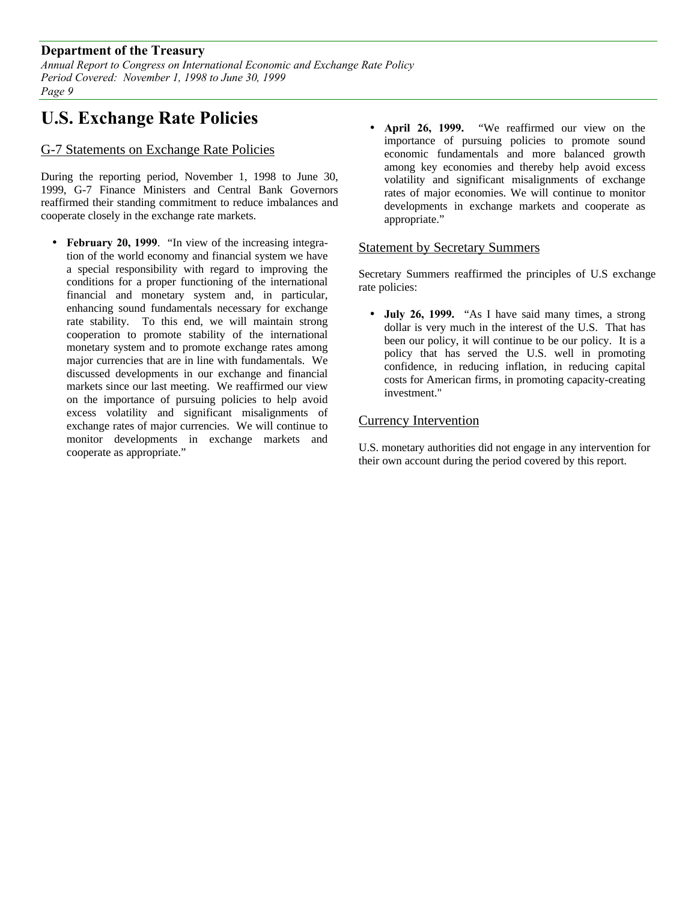# U.S. Exchange Rate Policies

## G-7 Statements on Exchange Rate Policies

During the reporting period, November 1, 1998 to June 30, 1999, G-7 Finance Ministers and Central Bank Governors reaffirmed their standing commitment to reduce imbalances and cooperate closely in the exchange rate markets.

- **February 20, 1999**. "In view of the increasing integration of the world economy and financial system we have a special responsibility with regard to improving the conditions for a proper functioning of the international financial and monetary system and, in particular, enhancing sound fundamentals necessary for exchange rate stability. To this end, we will maintain strong cooperation to promote stability of the international monetary system and to promote exchange rates among major currencies that are in line with fundamentals. We discussed developments in our exchange and financial markets since our last meeting. We reaffirmed our view on the importance of pursuing policies to help avoid excess volatility and significant misalignments of exchange rates of major currencies. We will continue to monitor developments in exchange markets and cooperate as appropriate."

- **April 26, 1999.** "We reaffirmed our view on the importance of pursuing policies to promote sound economic fundamentals and more balanced growth among key economies and thereby help avoid excess volatility and significant misalignments of exchange rates of major economies. We will continue to monitor developments in exchange markets and cooperate as appropriate."

## Statement by Secretary Summers

Secretary Summers reaffirmed the principles of U.S exchange rate policies:

- **July 26, 1999.** "As I have said many times, a strong dollar is very much in the interest of the U.S. That has been our policy, it will continue to be our policy. It is a policy that has served the U.S. well in promoting confidence, in reducing inflation, in reducing capital costs for American firms, in promoting capacity-creating investment."

## Currency Intervention

U.S. monetary authorities did not engage in any intervention for their own account during the period covered by this report.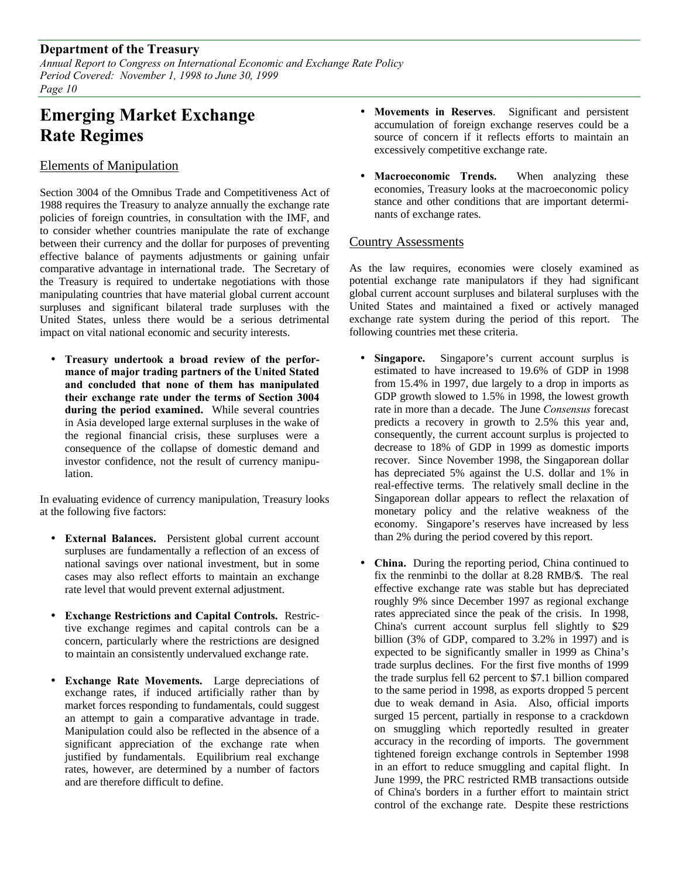# Emerging Market Exchange Rate Regimes

## Elements of Manipulation

Section 3004 of the Omnibus Trade and Competitiveness Act of 1988 requires the Treasury to analyze annually the exchange rate policies of foreign countries, in consultation with the IMF, and to consider whether countries manipulate the rate of exchange between their currency and the dollar for purposes of preventing effective balance of payments adjustments or gaining unfair comparative advantage in international trade. The Secretary of the Treasury is required to undertake negotiations with those manipulating countries that have material global current account surpluses and significant bilateral trade surpluses with the United States, unless there would be a serious detrimental impact on vital national economic and security interests.

- **Treasury undertook a broad review of the performance of major trading partners of the United Stated and concluded that none of them has manipulated their exchange rate under the terms of Section 3004 during the period examined.** While several countries in Asia developed large external surpluses in the wake of the regional financial crisis, these surpluses were a consequence of the collapse of domestic demand and investor confidence, not the result of currency manipulation.

In evaluating evidence of currency manipulation, Treasury looks at the following five factors:

- **External Balances.** Persistent global current account surpluses are fundamentally a reflection of an excess of national savings over national investment, but in some cases may also reflect efforts to maintain an exchange rate level that would prevent external adjustment.
- **Exchange Restrictions and Capital Controls.** Restrictive exchange regimes and capital controls can be a concern, particularly where the restrictions are designed to maintain an consistently undervalued exchange rate.
- **Exchange Rate Movements.** Large depreciations of exchange rates, if induced artificially rather than by market forces responding to fundamentals, could suggest an attempt to gain a comparative advantage in trade. Manipulation could also be reflected in the absence of a significant appreciation of the exchange rate when justified by fundamentals. Equilibrium real exchange rates, however, are determined by a number of factors and are therefore difficult to define.
- **Movements in Reserves**. Significant and persistent accumulation of foreign exchange reserves could be a source of concern if it reflects efforts to maintain an excessively competitive exchange rate.
- **Macroeconomic Trends.** When analyzing these economies, Treasury looks at the macroeconomic policy stance and other conditions that are important determinants of exchange rates.

## Country Assessments

As the law requires, economies were closely examined as potential exchange rate manipulators if they had significant global current account surpluses and bilateral surpluses with the United States and maintained a fixed or actively managed exchange rate system during the period of this report. The following countries met these criteria.

- **Singapore.** Singapore's current account surplus is estimated to have increased to 19.6% of GDP in 1998 from 15.4% in 1997, due largely to a drop in imports as GDP growth slowed to 1.5% in 1998, the lowest growth rate in more than a decade. The June *Consensus* forecast predicts a recovery in growth to 2.5% this year and, consequently, the current account surplus is projected to decrease to 18% of GDP in 1999 as domestic imports recover. Since November 1998, the Singaporean dollar has depreciated 5% against the U.S. dollar and 1% in real-effective terms. The relatively small decline in the Singaporean dollar appears to reflect the relaxation of monetary policy and the relative weakness of the economy. Singapore's reserves have increased by less than 2% during the period covered by this report.
- **China.** During the reporting period, China continued to fix the renminbi to the dollar at 8.28 RMB/$. The real effective exchange rate was stable but has depreciated roughly 9% since December 1997 as regional exchange rates appreciated since the peak of the crisis. In 1998, China's current account surplus fell slightly to $29 billion (3% of GDP, compared to 3.2% in 1997) and is expected to be significantly smaller in 1999 as China's trade surplus declines. For the first five months of 1999 the trade surplus fell 62 percent to $7.1 billion compared to the same period in 1998, as exports dropped 5 percent due to weak demand in Asia. Also, official imports surged 15 percent, partially in response to a crackdown on smuggling which reportedly resulted in greater accuracy in the recording of imports. The government tightened foreign exchange controls in September 1998 in an effort to reduce smuggling and capital flight. In June 1999, the PRC restricted RMB transactions outside of China's borders in a further effort to maintain strict control of the exchange rate. Despite these restrictions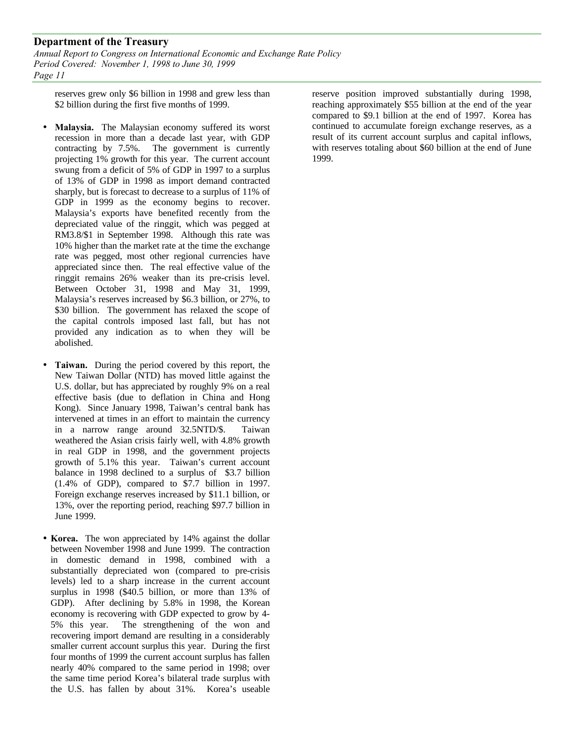reserves grew only $6 billion in 1998 and grew less than $2 billion during the first five months of 1999.

- **Malaysia.** The Malaysian economy suffered its worst recession in more than a decade last year, with GDP contracting by 7.5%. The government is currently projecting 1% growth for this year. The current account swung from a deficit of 5% of GDP in 1997 to a surplus of 13% of GDP in 1998 as import demand contracted sharply, but is forecast to decrease to a surplus of 11% of GDP in 1999 as the economy begins to recover. Malaysia's exports have benefited recently from the depreciated value of the ringgit, which was pegged at RM3.8/$1 in September 1998. Although this rate was 10% higher than the market rate at the time the exchange rate was pegged, most other regional currencies have appreciated since then. The real effective value of the ringgit remains 26% weaker than its pre-crisis level. Between October 31, 1998 and May 31, 1999, Malaysia's reserves increased by $6.3 billion, or 27%, to $30 billion. The government has relaxed the scope of the capital controls imposed last fall, but has not provided any indication as to when they will be abolished.

- **Taiwan.** During the period covered by this report, the New Taiwan Dollar (NTD) has moved little against the U.S. dollar, but has appreciated by roughly 9% on a real effective basis (due to deflation in China and Hong Kong). Since January 1998, Taiwan's central bank has intervened at times in an effort to maintain the currency in a narrow range around 32.5NTD/$. Taiwan weathered the Asian crisis fairly well, with 4.8% growth in real GDP in 1998, and the government projects growth of 5.1% this year. Taiwan's current account balance in 1998 declined to a surplus of $3.7 billion (1.4% of GDP), compared to $7.7 billion in 1997. Foreign exchange reserves increased by $11.1 billion, or 13%, over the reporting period, reaching $97.7 billion in June 1999.

- **Korea.** The won appreciated by 14% against the dollar between November 1998 and June 1999. The contraction in domestic demand in 1998, combined with a substantially depreciated won (compared to pre-crisis levels) led to a sharp increase in the current account surplus in 1998 ($40.5 billion, or more than 13% of GDP). After declining by 5.8% in 1998, the Korean economy is recovering with GDP expected to grow by 4-5% this year. The strengthening of the won and recovering import demand are resulting in a considerably smaller current account surplus this year. During the first four months of 1999 the current account surplus has fallen nearly 40% compared to the same period in 1998; over the same time period Korea's bilateral trade surplus with the U.S. has fallen by about 31%. Korea's useable reserve position improved substantially during 1998, reaching approximately $55 billion at the end of the year compared to $9.1 billion at the end of 1997. Korea has continued to accumulate foreign exchange reserves, as a result of its current account surplus and capital inflows, with reserves totaling about $60 billion at the end of June 1999.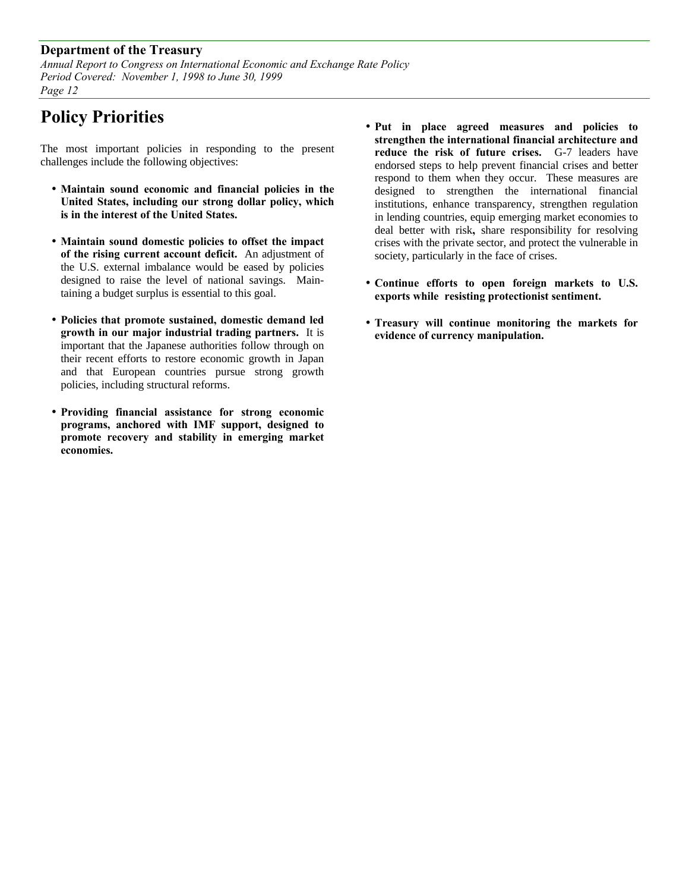# Policy Priorities

The most important policies in responding to the present challenges include the following objectives:

- **Maintain sound economic and financial policies in the United States, including our strong dollar policy, which is in the interest of the United States.**

- **Maintain sound domestic policies to offset the impact of the rising current account deficit.** An adjustment of the U.S. external imbalance would be eased by policies designed to raise the level of national savings. Maintaining a budget surplus is essential to this goal.

- **Policies that promote sustained, domestic demand led growth in our major industrial trading partners.** It is important that the Japanese authorities follow through on their recent efforts to restore economic growth in Japan and that European countries pursue strong growth policies, including structural reforms.

- **Providing financial assistance for strong economic programs, anchored with IMF support, designed to promote recovery and stability in emerging market economies.**

- **Put in place agreed measures and policies to strengthen the international financial architecture and reduce the risk of future crises.** G-7 leaders have endorsed steps to help prevent financial crises and better respond to them when they occur. These measures are designed to strengthen the international financial institutions, enhance transparency, strengthen regulation in lending countries, equip emerging market economies to deal better with risk**,** share responsibility for resolving crises with the private sector, and protect the vulnerable in society, particularly in the face of crises.

- **Continue efforts to open foreign markets to U.S. exports while resisting protectionist sentiment.**

- **Treasury will continue monitoring the markets for evidence of currency manipulation.**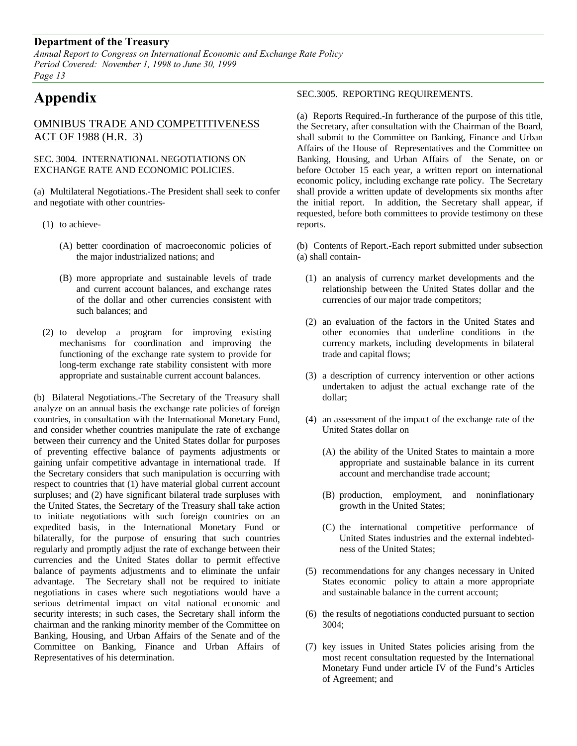# Appendix

## OMNIBUS TRADE AND COMPETITIVENESS ACT OF 1988 (H.R. 3)

SEC. 3004. INTERNATIONAL NEGOTIATIONS ON EXCHANGE RATE AND ECONOMIC POLICIES.

(a) Multilateral Negotiations.-The President shall seek to confer and negotiate with other countries-

(1) to achieve-

(A) better coordination of macroeconomic policies of the major industrialized nations; and

(B) more appropriate and sustainable levels of trade and current account balances, and exchange rates of the dollar and other currencies consistent with such balances; and

(2) to develop a program for improving existing mechanisms for coordination and improving the functioning of the exchange rate system to provide for long-term exchange rate stability consistent with more appropriate and sustainable current account balances.

(b) Bilateral Negotiations.-The Secretary of the Treasury shall analyze on an annual basis the exchange rate policies of foreign countries, in consultation with the International Monetary Fund, and consider whether countries manipulate the rate of exchange between their currency and the United States dollar for purposes of preventing effective balance of payments adjustments or gaining unfair competitive advantage in international trade. If the Secretary considers that such manipulation is occurring with respect to countries that (1) have material global current account surpluses; and (2) have significant bilateral trade surpluses with the United States, the Secretary of the Treasury shall take action to initiate negotiations with such foreign countries on an expedited basis, in the International Monetary Fund or bilaterally, for the purpose of ensuring that such countries regularly and promptly adjust the rate of exchange between their currencies and the United States dollar to permit effective balance of payments adjustments and to eliminate the unfair advantage. The Secretary shall not be required to initiate negotiations in cases where such negotiations would have a serious detrimental impact on vital national economic and security interests; in such cases, the Secretary shall inform the chairman and the ranking minority member of the Committee on Banking, Housing, and Urban Affairs of the Senate and of the Committee on Banking, Finance and Urban Affairs of Representatives of his determination.

SEC.3005. REPORTING REQUIREMENTS.

(a) Reports Required.-In furtherance of the purpose of this title, the Secretary, after consultation with the Chairman of the Board, shall submit to the Committee on Banking, Finance and Urban Affairs of the House of Representatives and the Committee on Banking, Housing, and Urban Affairs of the Senate, on or before October 15 each year, a written report on international economic policy, including exchange rate policy. The Secretary shall provide a written update of developments six months after the initial report. In addition, the Secretary shall appear, if requested, before both committees to provide testimony on these reports.

(b) Contents of Report.-Each report submitted under subsection (a) shall contain-

(1) an analysis of currency market developments and the relationship between the United States dollar and the currencies of our major trade competitors;

(2) an evaluation of the factors in the United States and other economies that underline conditions in the currency markets, including developments in bilateral trade and capital flows;

(3) a description of currency intervention or other actions undertaken to adjust the actual exchange rate of the dollar;

(4) an assessment of the impact of the exchange rate of the United States dollar on

(A) the ability of the United States to maintain a more appropriate and sustainable balance in its current account and merchandise trade account;

(B) production, employment, and noninflationary growth in the United States;

(C) the international competitive performance of United States industries and the external indebtedness of the United States;

(5) recommendations for any changes necessary in United States economic policy to attain a more appropriate and sustainable balance in the current account;

(6) the results of negotiations conducted pursuant to section 3004;

(7) key issues in United States policies arising from the most recent consultation requested by the International Monetary Fund under article IV of the Fund's Articles of Agreement; and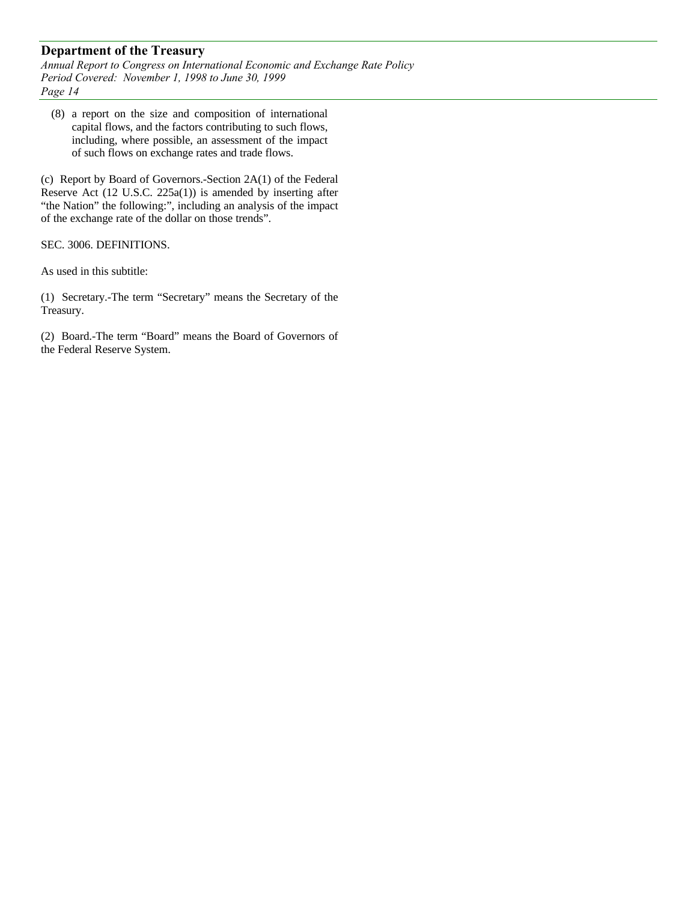(8) a report on the size and composition of international capital flows, and the factors contributing to such flows, including, where possible, an assessment of the impact of such flows on exchange rates and trade flows.

(c) Report by Board of Governors.-Section 2A(1) of the Federal Reserve Act (12 U.S.C. 225a(1)) is amended by inserting after "the Nation" the following:", including an analysis of the impact of the exchange rate of the dollar on those trends".

SEC. 3006. DEFINITIONS.

As used in this subtitle:

(1) Secretary.-The term "Secretary" means the Secretary of the Treasury.

(2) Board.-The term "Board" means the Board of Governors of the Federal Reserve System.